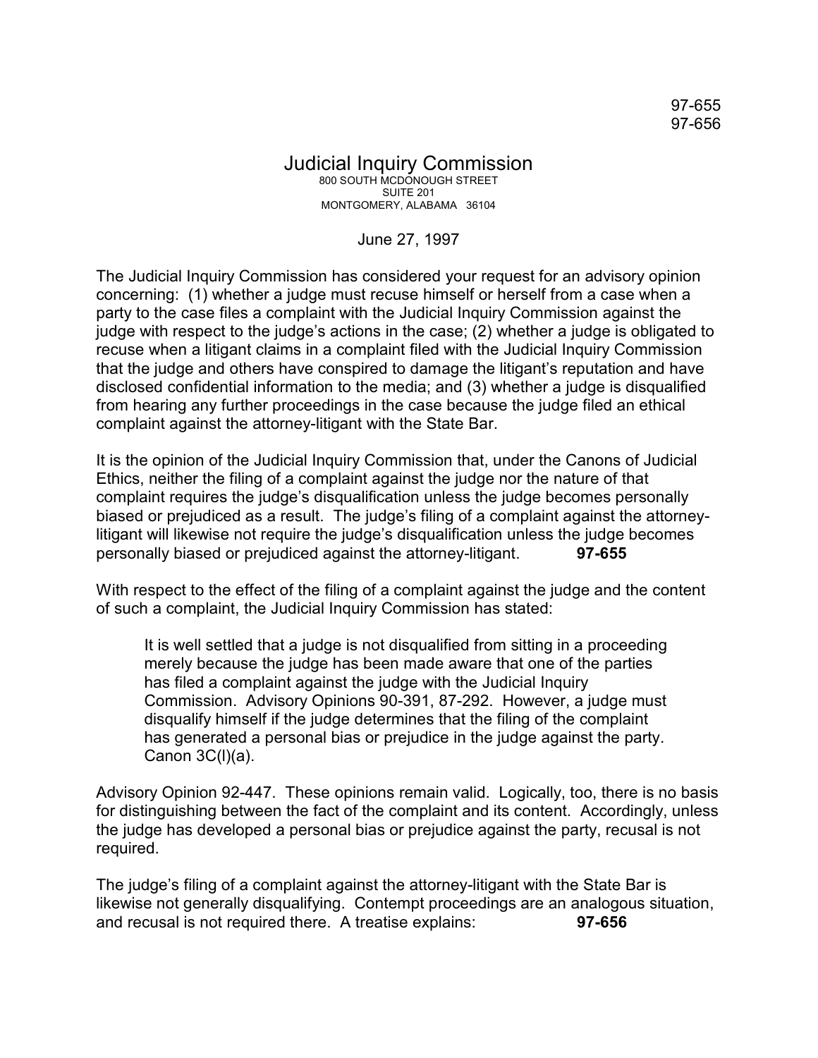97-655
97-656

# Judicial Inquiry Commission

800 SOUTH MCDONOUGH STREET
SUITE 201
MONTGOMERY, ALABAMA 36104

June 27, 1997

The Judicial Inquiry Commission has considered your request for an advisory opinion concerning: (1) whether a judge must recuse himself or herself from a case when a party to the case files a complaint with the Judicial Inquiry Commission against the judge with respect to the judge's actions in the case; (2) whether a judge is obligated to recuse when a litigant claims in a complaint filed with the Judicial Inquiry Commission that the judge and others have conspired to damage the litigant's reputation and have disclosed confidential information to the media; and (3) whether a judge is disqualified from hearing any further proceedings in the case because the judge filed an ethical complaint against the attorney-litigant with the State Bar.

It is the opinion of the Judicial Inquiry Commission that, under the Canons of Judicial Ethics, neither the filing of a complaint against the judge nor the nature of that complaint requires the judge's disqualification unless the judge becomes personally biased or prejudiced as a result. The judge's filing of a complaint against the attorney-litigant will likewise not require the judge's disqualification unless the judge becomes personally biased or prejudiced against the attorney-litigant. **97-655**

With respect to the effect of the filing of a complaint against the judge and the content of such a complaint, the Judicial Inquiry Commission has stated:

> It is well settled that a judge is not disqualified from sitting in a proceeding merely because the judge has been made aware that one of the parties has filed a complaint against the judge with the Judicial Inquiry Commission. Advisory Opinions 90-391, 87-292. However, a judge must disqualify himself if the judge determines that the filing of the complaint has generated a personal bias or prejudice in the judge against the party. Canon 3C(l)(a).

Advisory Opinion 92-447. These opinions remain valid. Logically, too, there is no basis for distinguishing between the fact of the complaint and its content. Accordingly, unless the judge has developed a personal bias or prejudice against the party, recusal is not required.

The judge's filing of a complaint against the attorney-litigant with the State Bar is likewise not generally disqualifying. Contempt proceedings are an analogous situation, and recusal is not required there. A treatise explains: **97-656**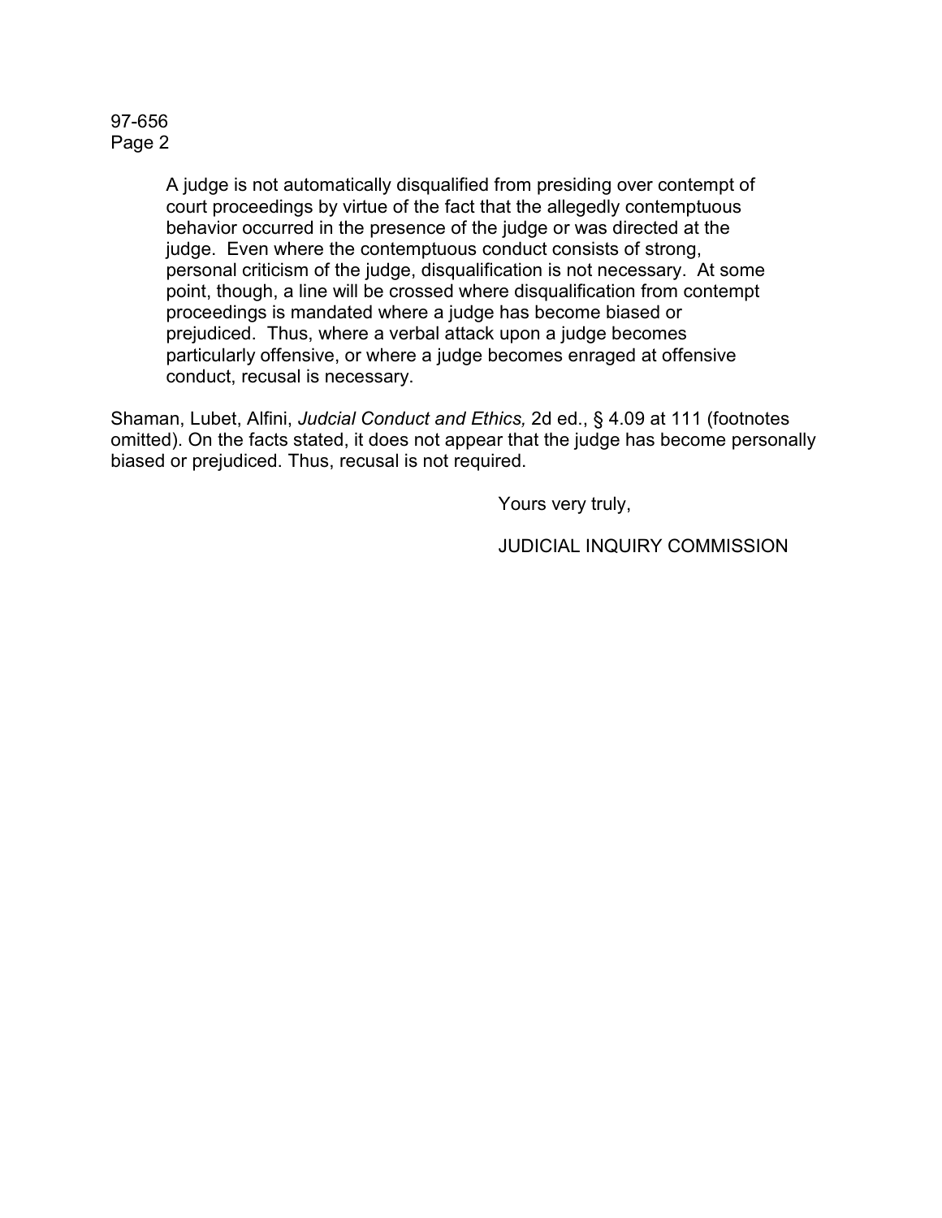> A judge is not automatically disqualified from presiding over contempt of court proceedings by virtue of the fact that the allegedly contemptuous behavior occurred in the presence of the judge or was directed at the judge. Even where the contemptuous conduct consists of strong, personal criticism of the judge, disqualification is not necessary. At some point, though, a line will be crossed where disqualification from contempt proceedings is mandated where a judge has become biased or prejudiced. Thus, where a verbal attack upon a judge becomes particularly offensive, or where a judge becomes enraged at offensive conduct, recusal is necessary.

Shaman, Lubet, Alfini, *Judcial Conduct and Ethics,* 2d ed., § 4.09 at 111 (footnotes omitted). On the facts stated, it does not appear that the judge has become personally biased or prejudiced. Thus, recusal is not required.

Yours very truly,

JUDICIAL INQUIRY COMMISSION